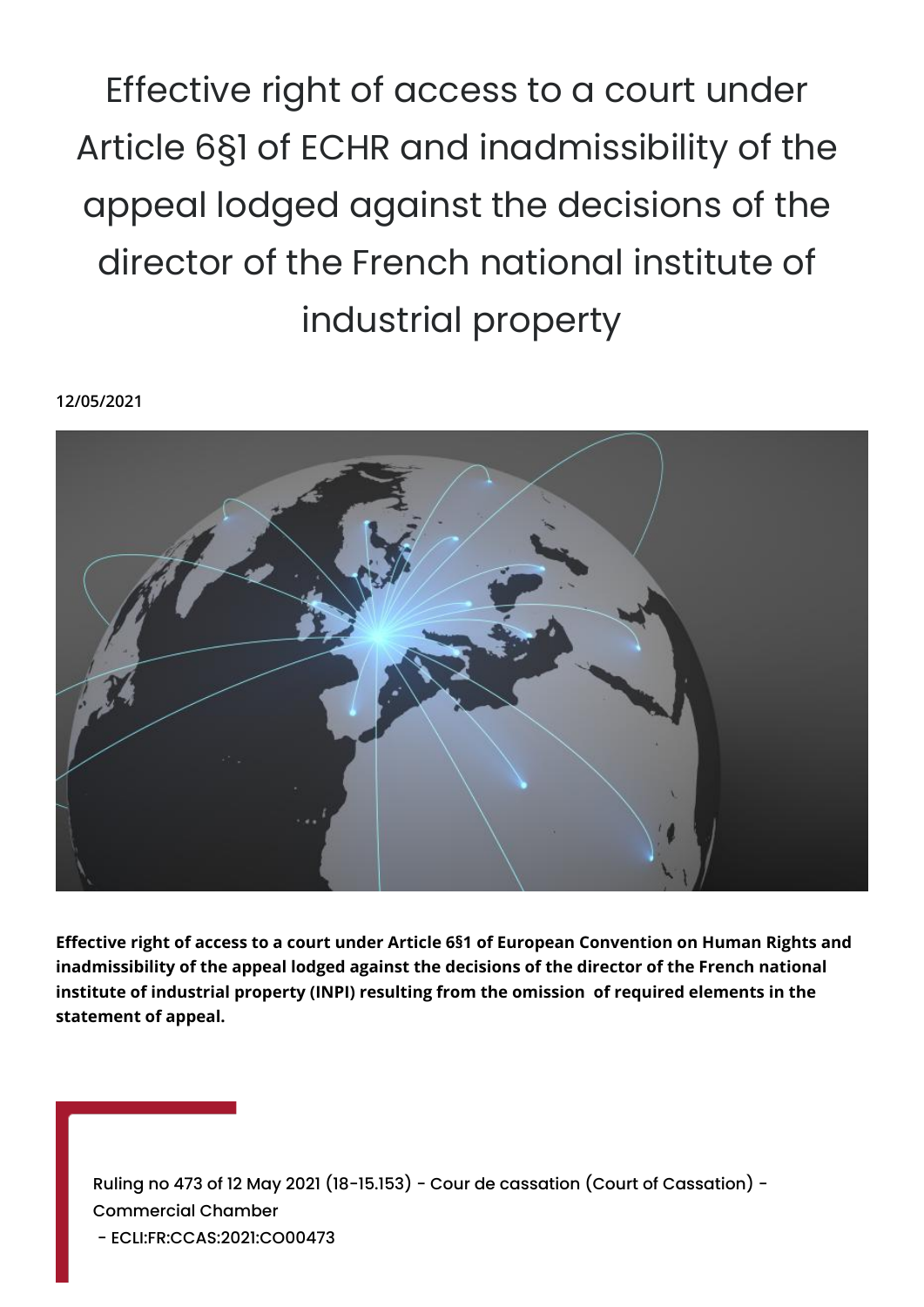# Effective right of access to a court under Article 6§1 of ECHR and inadmissibility of the appeal lodged against the decisions of the director of the French national institute of industrial property

**12/05/2021**

**Effective right of access to a court under Article 6§1 of European Convention on Human Rights and inadmissibility of the appeal lodged against the decisions of the director of the French national institute of industrial property (INPI) resulting from the omission of required elements in the statement of appeal.**

Ruling no 473 of 12 May 2021 (18-15.153) - Cour de cassation (Court of Cassation) - Commercial Chamber
- ECLI:FR:CCAS:2021:CO00473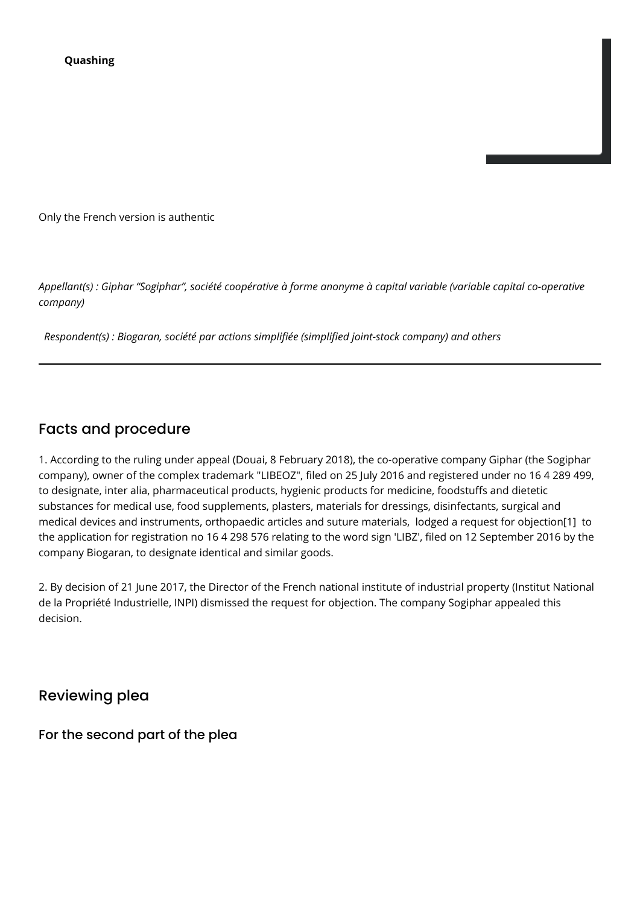**Quashing**

Only the French version is authentic

*Appellant(s) : Giphar "Sogiphar", société coopérative à forme anonyme à capital variable (variable capital co-operative company)*

*Respondent(s) : Biogaran, société par actions simplifiée (simplified joint-stock company) and others*

---

## Facts and procedure

1. According to the ruling under appeal (Douai, 8 February 2018), the co-operative company Giphar (the Sogiphar company), owner of the complex trademark "LIBEOZ", filed on 25 July 2016 and registered under no 16 4 289 499, to designate, inter alia, pharmaceutical products, hygienic products for medicine, foodstuffs and dietetic substances for medical use, food supplements, plasters, materials for dressings, disinfectants, surgical and medical devices and instruments, orthopaedic articles and suture materials, lodged a request for objection[1] to the application for registration no 16 4 298 576 relating to the word sign 'LIBZ', filed on 12 September 2016 by the company Biogaran, to designate identical and similar goods.

2. By decision of 21 June 2017, the Director of the French national institute of industrial property (Institut National de la Propriété Industrielle, INPI) dismissed the request for objection. The company Sogiphar appealed this decision.

## Reviewing plea

### For the second part of the plea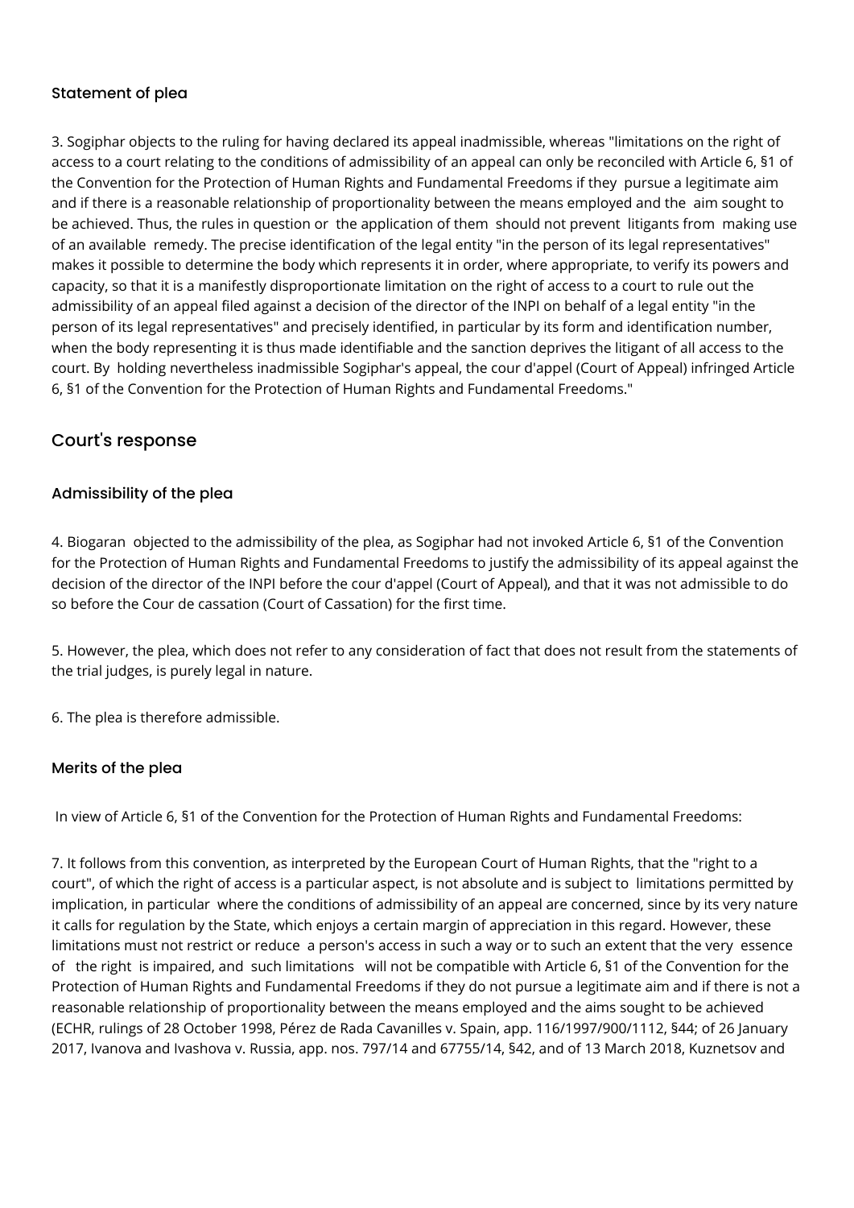### Statement of plea

3. Sogiphar objects to the ruling for having declared its appeal inadmissible, whereas "limitations on the right of access to a court relating to the conditions of admissibility of an appeal can only be reconciled with Article 6, §1 of the Convention for the Protection of Human Rights and Fundamental Freedoms if they pursue a legitimate aim and if there is a reasonable relationship of proportionality between the means employed and the aim sought to be achieved. Thus, the rules in question or the application of them should not prevent litigants from making use of an available remedy. The precise identification of the legal entity "in the person of its legal representatives" makes it possible to determine the body which represents it in order, where appropriate, to verify its powers and capacity, so that it is a manifestly disproportionate limitation on the right of access to a court to rule out the admissibility of an appeal filed against a decision of the director of the INPI on behalf of a legal entity "in the person of its legal representatives" and precisely identified, in particular by its form and identification number, when the body representing it is thus made identifiable and the sanction deprives the litigant of all access to the court. By holding nevertheless inadmissible Sogiphar's appeal, the cour d'appel (Court of Appeal) infringed Article 6, §1 of the Convention for the Protection of Human Rights and Fundamental Freedoms."

## Court's response

### Admissibility of the plea

4. Biogaran objected to the admissibility of the plea, as Sogiphar had not invoked Article 6, §1 of the Convention for the Protection of Human Rights and Fundamental Freedoms to justify the admissibility of its appeal against the decision of the director of the INPI before the cour d'appel (Court of Appeal), and that it was not admissible to do so before the Cour de cassation (Court of Cassation) for the first time.

5. However, the plea, which does not refer to any consideration of fact that does not result from the statements of the trial judges, is purely legal in nature.

6. The plea is therefore admissible.

### Merits of the plea

In view of Article 6, §1 of the Convention for the Protection of Human Rights and Fundamental Freedoms:

7. It follows from this convention, as interpreted by the European Court of Human Rights, that the "right to a court", of which the right of access is a particular aspect, is not absolute and is subject to limitations permitted by implication, in particular where the conditions of admissibility of an appeal are concerned, since by its very nature it calls for regulation by the State, which enjoys a certain margin of appreciation in this regard. However, these limitations must not restrict or reduce a person's access in such a way or to such an extent that the very essence of the right is impaired, and such limitations will not be compatible with Article 6, §1 of the Convention for the Protection of Human Rights and Fundamental Freedoms if they do not pursue a legitimate aim and if there is not a reasonable relationship of proportionality between the means employed and the aims sought to be achieved (ECHR, rulings of 28 October 1998, Pérez de Rada Cavanilles v. Spain, app. 116/1997/900/1112, §44; of 26 January 2017, Ivanova and Ivashova v. Russia, app. nos. 797/14 and 67755/14, §42, and of 13 March 2018, Kuznetsov and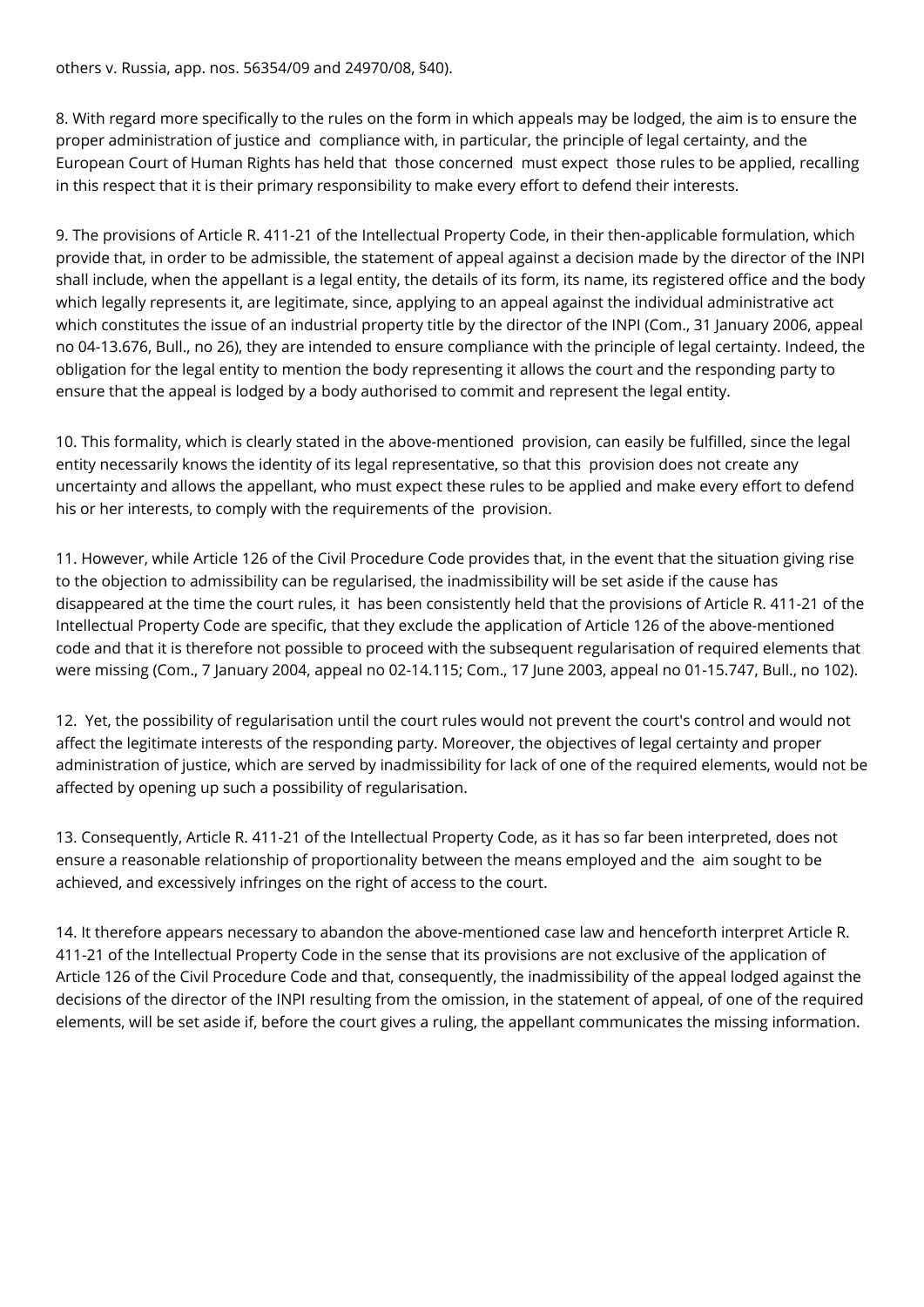others v. Russia, app. nos. 56354/09 and 24970/08, §40).

8. With regard more specifically to the rules on the form in which appeals may be lodged, the aim is to ensure the proper administration of justice and compliance with, in particular, the principle of legal certainty, and the European Court of Human Rights has held that those concerned must expect those rules to be applied, recalling in this respect that it is their primary responsibility to make every effort to defend their interests.

9. The provisions of Article R. 411-21 of the Intellectual Property Code, in their then-applicable formulation, which provide that, in order to be admissible, the statement of appeal against a decision made by the director of the INPI shall include, when the appellant is a legal entity, the details of its form, its name, its registered office and the body which legally represents it, are legitimate, since, applying to an appeal against the individual administrative act which constitutes the issue of an industrial property title by the director of the INPI (Com., 31 January 2006, appeal no 04-13.676, Bull., no 26), they are intended to ensure compliance with the principle of legal certainty. Indeed, the obligation for the legal entity to mention the body representing it allows the court and the responding party to ensure that the appeal is lodged by a body authorised to commit and represent the legal entity.

10. This formality, which is clearly stated in the above-mentioned provision, can easily be fulfilled, since the legal entity necessarily knows the identity of its legal representative, so that this provision does not create any uncertainty and allows the appellant, who must expect these rules to be applied and make every effort to defend his or her interests, to comply with the requirements of the provision.

11. However, while Article 126 of the Civil Procedure Code provides that, in the event that the situation giving rise to the objection to admissibility can be regularised, the inadmissibility will be set aside if the cause has disappeared at the time the court rules, it has been consistently held that the provisions of Article R. 411-21 of the Intellectual Property Code are specific, that they exclude the application of Article 126 of the above-mentioned code and that it is therefore not possible to proceed with the subsequent regularisation of required elements that were missing (Com., 7 January 2004, appeal no 02-14.115; Com., 17 June 2003, appeal no 01-15.747, Bull., no 102).

12. Yet, the possibility of regularisation until the court rules would not prevent the court's control and would not affect the legitimate interests of the responding party. Moreover, the objectives of legal certainty and proper administration of justice, which are served by inadmissibility for lack of one of the required elements, would not be affected by opening up such a possibility of regularisation.

13. Consequently, Article R. 411-21 of the Intellectual Property Code, as it has so far been interpreted, does not ensure a reasonable relationship of proportionality between the means employed and the aim sought to be achieved, and excessively infringes on the right of access to the court.

14. It therefore appears necessary to abandon the above-mentioned case law and henceforth interpret Article R. 411-21 of the Intellectual Property Code in the sense that its provisions are not exclusive of the application of Article 126 of the Civil Procedure Code and that, consequently, the inadmissibility of the appeal lodged against the decisions of the director of the INPI resulting from the omission, in the statement of appeal, of one of the required elements, will be set aside if, before the court gives a ruling, the appellant communicates the missing information.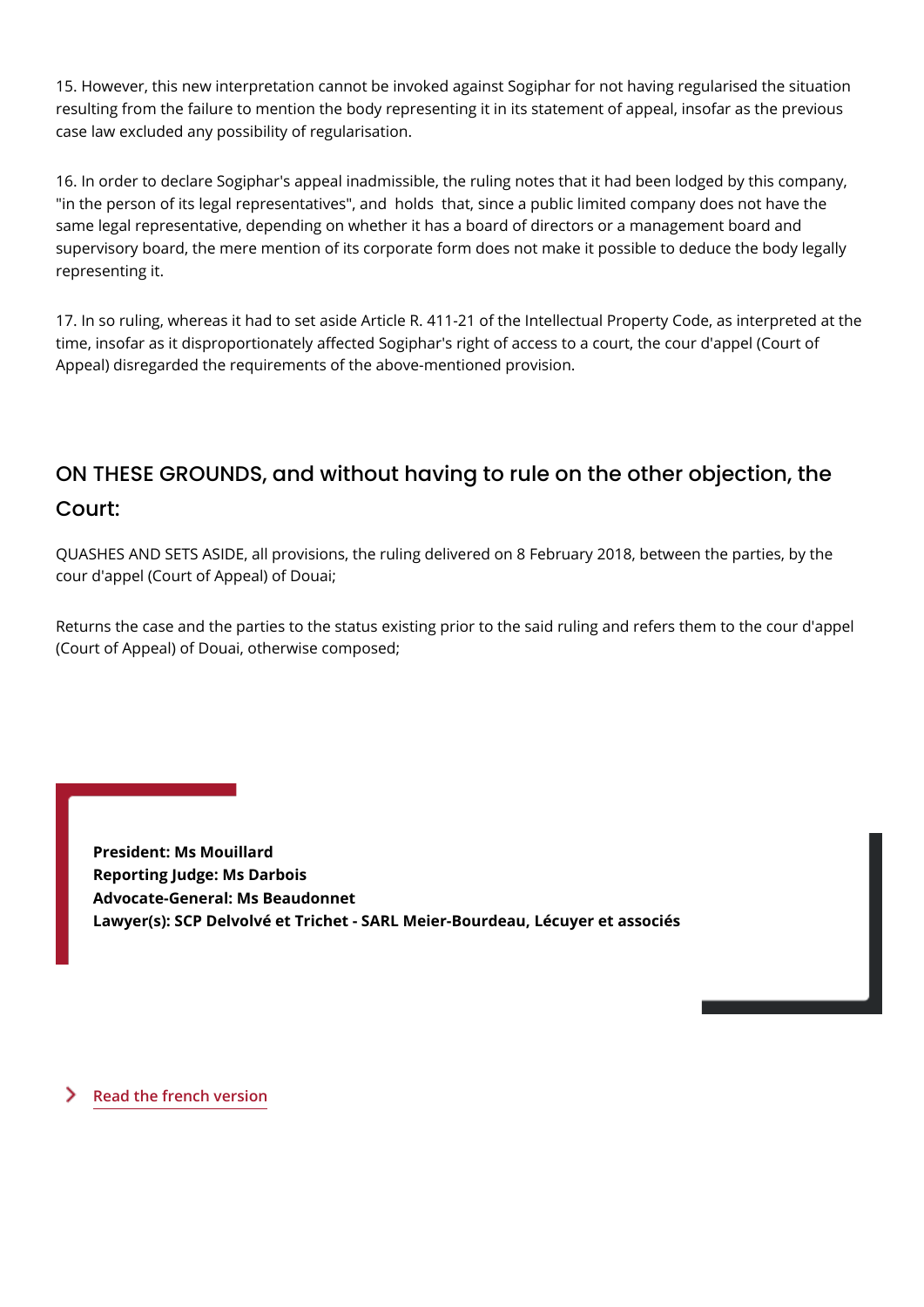15. However, this new interpretation cannot be invoked against Sogiphar for not having regularised the situation resulting from the failure to mention the body representing it in its statement of appeal, insofar as the previous case law excluded any possibility of regularisation.

16. In order to declare Sogiphar's appeal inadmissible, the ruling notes that it had been lodged by this company, "in the person of its legal representatives", and holds that, since a public limited company does not have the same legal representative, depending on whether it has a board of directors or a management board and supervisory board, the mere mention of its corporate form does not make it possible to deduce the body legally representing it.

17. In so ruling, whereas it had to set aside Article R. 411-21 of the Intellectual Property Code, as interpreted at the time, insofar as it disproportionately affected Sogiphar's right of access to a court, the cour d'appel (Court of Appeal) disregarded the requirements of the above-mentioned provision.

## ON THESE GROUNDS, and without having to rule on the other objection, the Court:

QUASHES AND SETS ASIDE, all provisions, the ruling delivered on 8 February 2018, between the parties, by the cour d'appel (Court of Appeal) of Douai;

Returns the case and the parties to the status existing prior to the said ruling and refers them to the cour d'appel (Court of Appeal) of Douai, otherwise composed;

**President: Ms Mouillard**
**Reporting Judge: Ms Darbois**
**Advocate-General: Ms Beaudonnet**
**Lawyer(s): SCP Delvolvé et Trichet - SARL Meier-Bourdeau, Lécuyer et associés**

Read the french version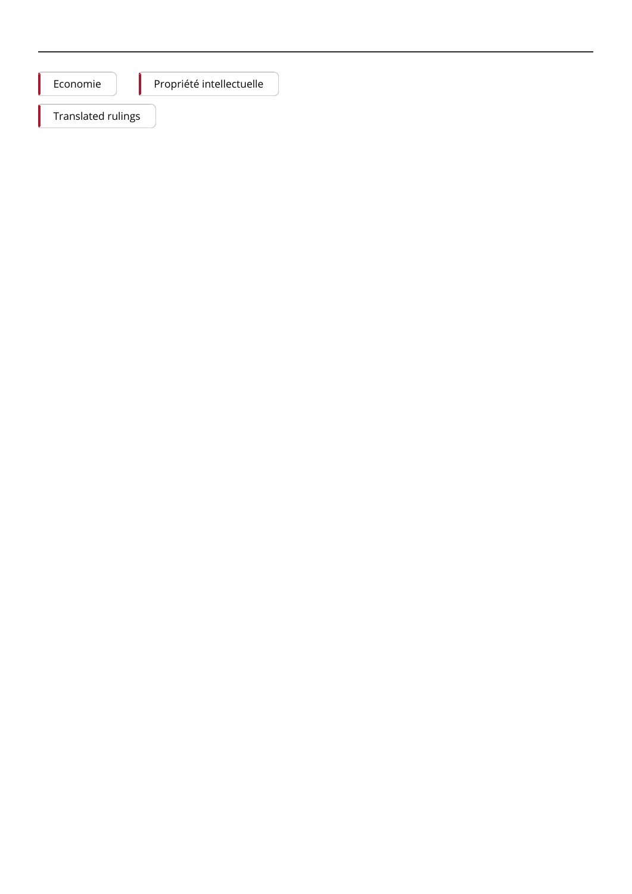Economie

Propriété intellectuelle

Translated rulings